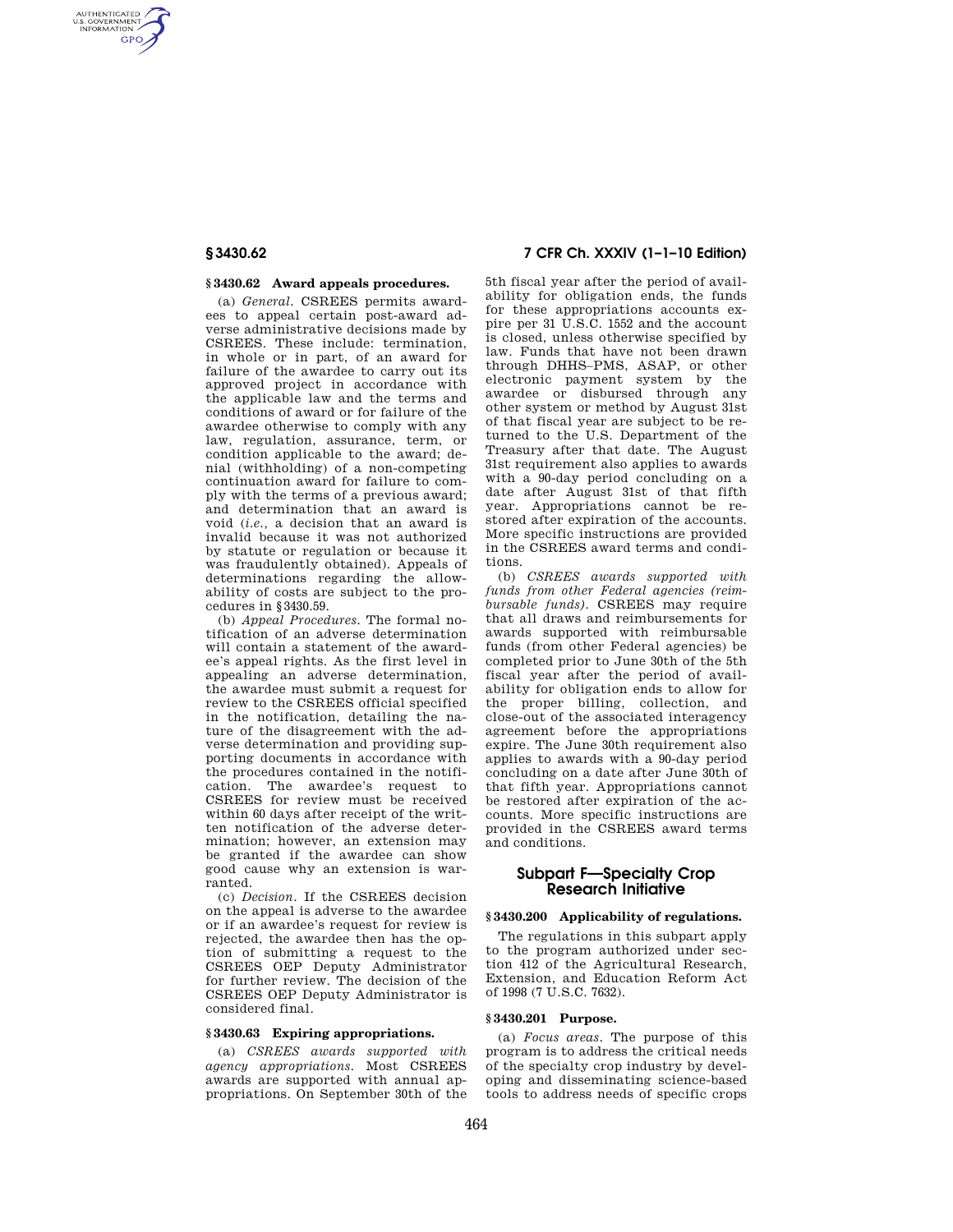### § 3430.62 Award appeals procedures.

(a) *General.* CSREES permits awardees to appeal certain post-award adverse administrative decisions made by CSREES. These include: termination, in whole or in part, of an award for failure of the awardee to carry out its approved project in accordance with the applicable law and the terms and conditions of award or for failure of the awardee otherwise to comply with any law, regulation, assurance, term, or condition applicable to the award; denial (withholding) of a non-competing continuation award for failure to comply with the terms of a previous award; and determination that an award is void (*i.e.,* a decision that an award is invalid because it was not authorized by statute or regulation or because it was fraudulently obtained). Appeals of determinations regarding the allowability of costs are subject to the procedures in § 3430.59.

(b) *Appeal Procedures.* The formal notification of an adverse determination will contain a statement of the awardee's appeal rights. As the first level in appealing an adverse determination, the awardee must submit a request for review to the CSREES official specified in the notification, detailing the nature of the disagreement with the adverse determination and providing supporting documents in accordance with the procedures contained in the notification. The awardee's request to CSREES for review must be received within 60 days after receipt of the written notification of the adverse determination; however, an extension may be granted if the awardee can show good cause why an extension is warranted.

(c) *Decision.* If the CSREES decision on the appeal is adverse to the awardee or if an awardee's request for review is rejected, the awardee then has the option of submitting a request to the CSREES OEP Deputy Administrator for further review. The decision of the CSREES OEP Deputy Administrator is considered final.

### § 3430.63 Expiring appropriations.

(a) *CSREES awards supported with agency appropriations.* Most CSREES awards are supported with annual appropriations. On September 30th of the 5th fiscal year after the period of availability for obligation ends, the funds for these appropriations accounts expire per 31 U.S.C. 1552 and the account is closed, unless otherwise specified by law. Funds that have not been drawn through DHHS–PMS, ASAP, or other electronic payment system by the awardee or disbursed through any other system or method by August 31st of that fiscal year are subject to be returned to the U.S. Department of the Treasury after that date. The August 31st requirement also applies to awards with a 90-day period concluding on a date after August 31st of that fifth year. Appropriations cannot be restored after expiration of the accounts. More specific instructions are provided in the CSREES award terms and conditions.

(b) *CSREES awards supported with funds from other Federal agencies (reimbursable funds).* CSREES may require that all draws and reimbursements for awards supported with reimbursable funds (from other Federal agencies) be completed prior to June 30th of the 5th fiscal year after the period of availability for obligation ends to allow for the proper billing, collection, and close-out of the associated interagency agreement before the appropriations expire. The June 30th requirement also applies to awards with a 90-day period concluding on a date after June 30th of that fifth year. Appropriations cannot be restored after expiration of the accounts. More specific instructions are provided in the CSREES award terms and conditions.

## Subpart F—Specialty Crop Research Initiative

### § 3430.200 Applicability of regulations.

The regulations in this subpart apply to the program authorized under section 412 of the Agricultural Research, Extension, and Education Reform Act of 1998 (7 U.S.C. 7632).

### § 3430.201 Purpose.

(a) *Focus areas.* The purpose of this program is to address the critical needs of the specialty crop industry by developing and disseminating science-based tools to address needs of specific crops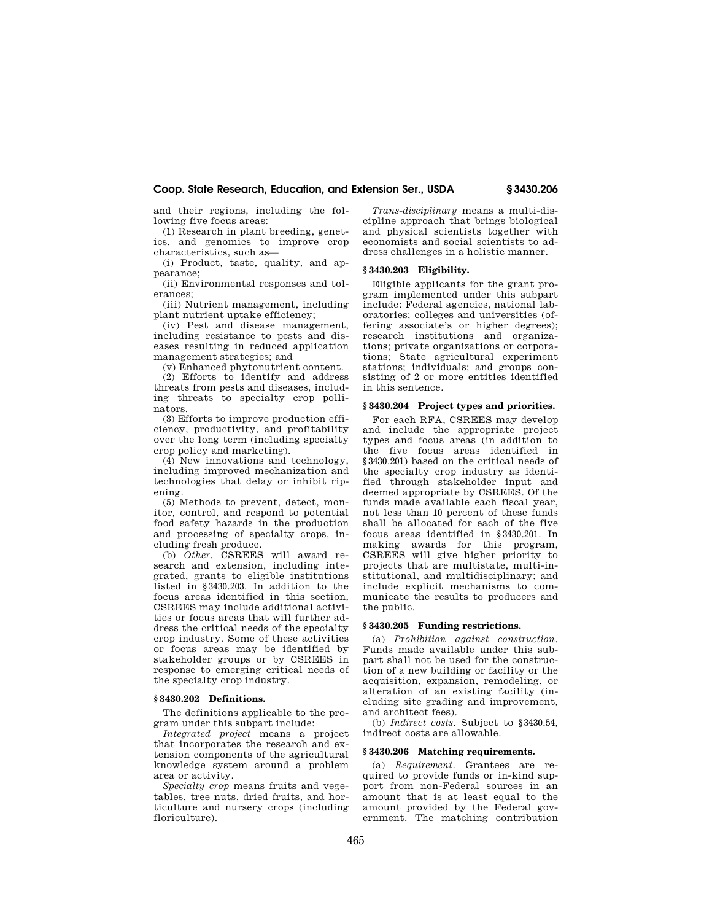and their regions, including the following five focus areas:

(1) Research in plant breeding, genetics, and genomics to improve crop characteristics, such as—

(i) Product, taste, quality, and appearance;

(ii) Environmental responses and tolerances;

(iii) Nutrient management, including plant nutrient uptake efficiency;

(iv) Pest and disease management, including resistance to pests and diseases resulting in reduced application management strategies; and

(v) Enhanced phytonutrient content.

(2) Efforts to identify and address threats from pests and diseases, including threats to specialty crop pollinators.

(3) Efforts to improve production efficiency, productivity, and profitability over the long term (including specialty crop policy and marketing).

(4) New innovations and technology, including improved mechanization and technologies that delay or inhibit ripening.

(5) Methods to prevent, detect, monitor, control, and respond to potential food safety hazards in the production and processing of specialty crops, including fresh produce.

(b) *Other.* CSREES will award research and extension, including integrated, grants to eligible institutions listed in §3430.203. In addition to the focus areas identified in this section, CSREES may include additional activities or focus areas that will further address the critical needs of the specialty crop industry. Some of these activities or focus areas may be identified by stakeholder groups or by CSREES in response to emerging critical needs of the specialty crop industry.

### §3430.202 Definitions.

The definitions applicable to the program under this subpart include:

*Integrated project* means a project that incorporates the research and extension components of the agricultural knowledge system around a problem area or activity.

*Specialty crop* means fruits and vegetables, tree nuts, dried fruits, and horticulture and nursery crops (including floriculture).

*Trans-disciplinary* means a multi-discipline approach that brings biological and physical scientists together with economists and social scientists to address challenges in a holistic manner.

### §3430.203 Eligibility.

Eligible applicants for the grant program implemented under this subpart include: Federal agencies, national laboratories; colleges and universities (offering associate's or higher degrees); research institutions and organizations; private organizations or corporations; State agricultural experiment stations; individuals; and groups consisting of 2 or more entities identified in this sentence.

### §3430.204 Project types and priorities.

For each RFA, CSREES may develop and include the appropriate project types and focus areas (in addition to the five focus areas identified in §3430.201) based on the critical needs of the specialty crop industry as identified through stakeholder input and deemed appropriate by CSREES. Of the funds made available each fiscal year, not less than 10 percent of these funds shall be allocated for each of the five focus areas identified in §3430.201. In making awards for this program, CSREES will give higher priority to projects that are multistate, multi-institutional, and multidisciplinary; and include explicit mechanisms to communicate the results to producers and the public.

### §3430.205 Funding restrictions.

(a) *Prohibition against construction.* Funds made available under this subpart shall not be used for the construction of a new building or facility or the acquisition, expansion, remodeling, or alteration of an existing facility (including site grading and improvement, and architect fees).

(b) *Indirect costs.* Subject to §3430.54, indirect costs are allowable.

### §3430.206 Matching requirements.

(a) *Requirement.* Grantees are required to provide funds or in-kind support from non-Federal sources in an amount that is at least equal to the amount provided by the Federal government. The matching contribution